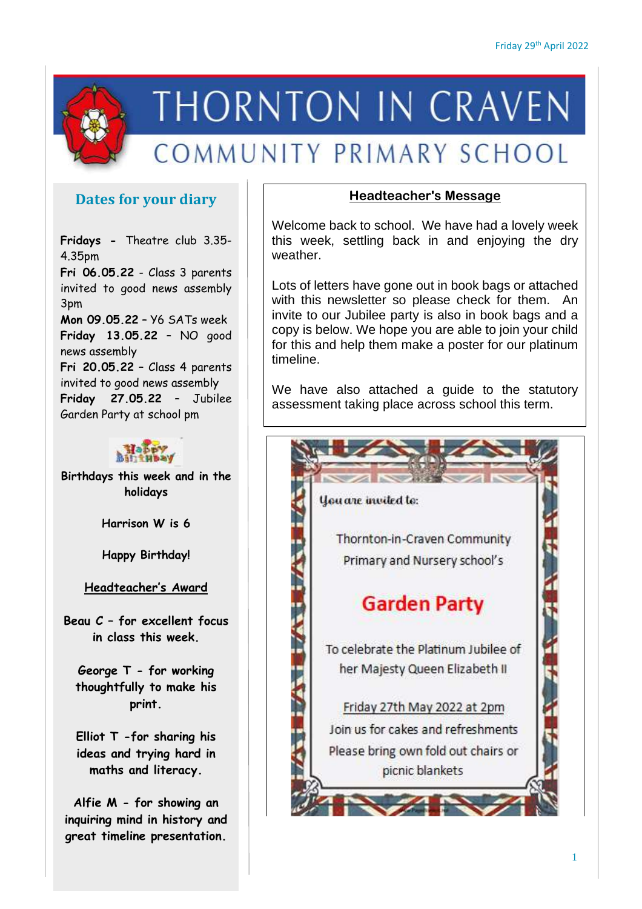Friday 29th April 2022

# THORNTON IN CRAVEN
## COMMUNITY PRIMARY SCHOOL

### Dates for your diary

**Fridays** - Theatre club 3.35-4.35pm
**Fri 06.05.22** - Class 3 parents invited to good news assembly 3pm
**Mon 09.05.22** – Y6 SATs week
**Friday 13.05.22** – NO good news assembly
**Fri 20.05.22** – Class 4 parents invited to good news assembly
**Friday 27.05.22** – Jubilee Garden Party at school pm

**Birthdays this week and in the holidays**

**Harrison W is 6**

**Happy Birthday!**

**Headteacher's Award**

**Beau C – for excellent focus in class this week.**

**George T - for working thoughtfully to make his print.**

**Elliot T -for sharing his ideas and trying hard in maths and literacy.**

**Alfie M - for showing an inquiring mind in history and great timeline presentation.**

### Headteacher's Message

Welcome back to school. We have had a lovely week this week, settling back in and enjoying the dry weather.

Lots of letters have gone out in book bags or attached with this newsletter so please check for them. An invite to our Jubilee party is also in book bags and a copy is below. We hope you are able to join your child for this and help them make a poster for our platinum timeline.

We have also attached a guide to the statutory assessment taking place across school this term.

*You are invited to:*

Thornton-in-Craven Community Primary and Nursery school's

**Garden Party**

To celebrate the Platinum Jubilee of her Majesty Queen Elizabeth II

Friday 27th May 2022 at 2pm
Join us for cakes and refreshments
Please bring own fold out chairs or picnic blankets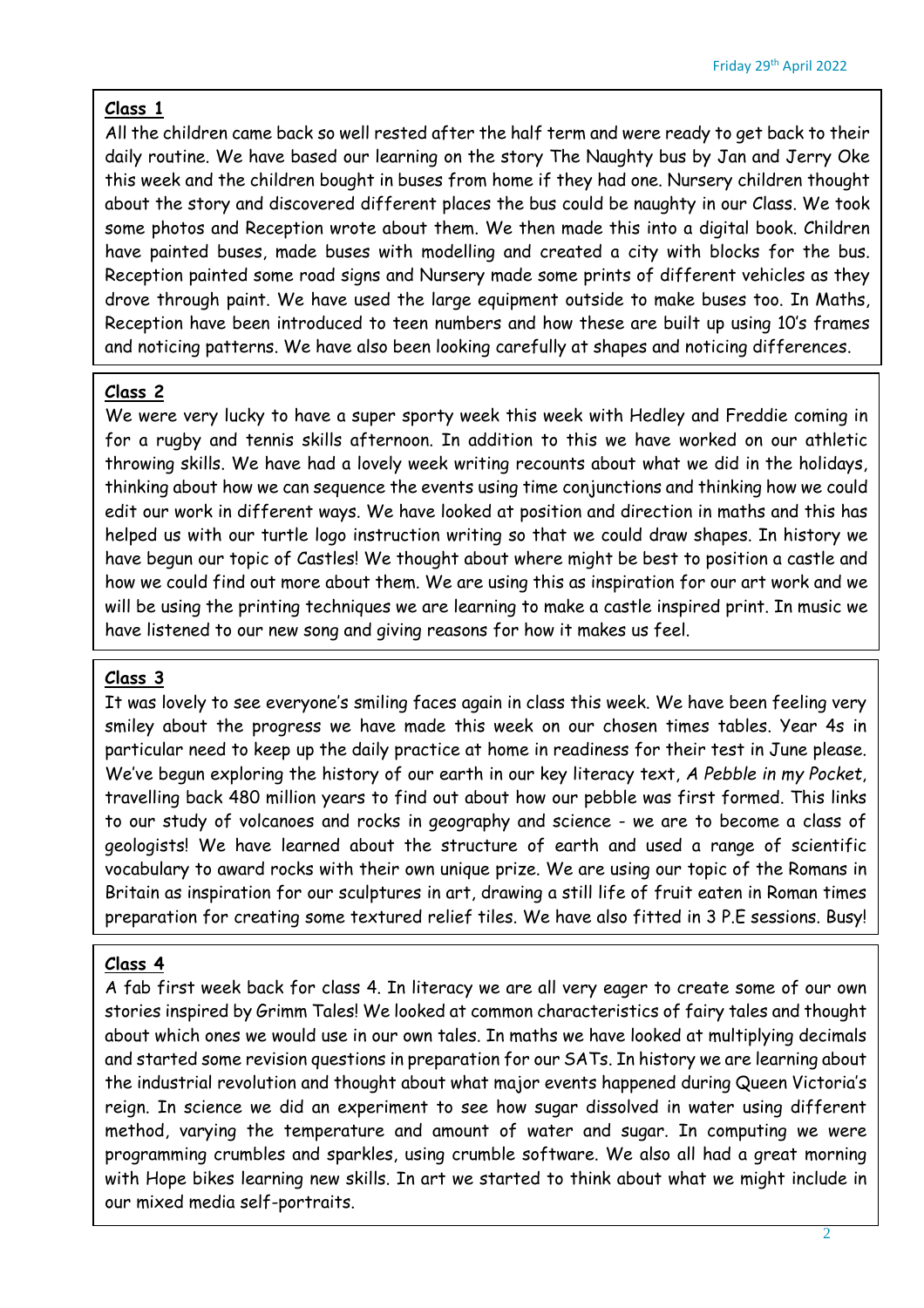Friday 29th April 2022

## Class 1

All the children came back so well rested after the half term and were ready to get back to their daily routine. We have based our learning on the story The Naughty bus by Jan and Jerry Oke this week and the children bought in buses from home if they had one. Nursery children thought about the story and discovered different places the bus could be naughty in our Class. We took some photos and Reception wrote about them. We then made this into a digital book. Children have painted buses, made buses with modelling and created a city with blocks for the bus. Reception painted some road signs and Nursery made some prints of different vehicles as they drove through paint. We have used the large equipment outside to make buses too. In Maths, Reception have been introduced to teen numbers and how these are built up using 10's frames and noticing patterns. We have also been looking carefully at shapes and noticing differences.

## Class 2

We were very lucky to have a super sporty week this week with Hedley and Freddie coming in for a rugby and tennis skills afternoon. In addition to this we have worked on our athletic throwing skills. We have had a lovely week writing recounts about what we did in the holidays, thinking about how we can sequence the events using time conjunctions and thinking how we could edit our work in different ways. We have looked at position and direction in maths and this has helped us with our turtle logo instruction writing so that we could draw shapes. In history we have begun our topic of Castles! We thought about where might be best to position a castle and how we could find out more about them. We are using this as inspiration for our art work and we will be using the printing techniques we are learning to make a castle inspired print. In music we have listened to our new song and giving reasons for how it makes us feel.

## Class 3

It was lovely to see everyone's smiling faces again in class this week. We have been feeling very smiley about the progress we have made this week on our chosen times tables. Year 4s in particular need to keep up the daily practice at home in readiness for their test in June please. We've begun exploring the history of our earth in our key literacy text, *A Pebble in my Pocket*, travelling back 480 million years to find out about how our pebble was first formed. This links to our study of volcanoes and rocks in geography and science - we are to become a class of geologists! We have learned about the structure of earth and used a range of scientific vocabulary to award rocks with their own unique prize. We are using our topic of the Romans in Britain as inspiration for our sculptures in art, drawing a still life of fruit eaten in Roman times preparation for creating some textured relief tiles. We have also fitted in 3 P.E sessions. Busy!

## Class 4

A fab first week back for class 4. In literacy we are all very eager to create some of our own stories inspired by Grimm Tales! We looked at common characteristics of fairy tales and thought about which ones we would use in our own tales. In maths we have looked at multiplying decimals and started some revision questions in preparation for our SATs. In history we are learning about the industrial revolution and thought about what major events happened during Queen Victoria's reign. In science we did an experiment to see how sugar dissolved in water using different method, varying the temperature and amount of water and sugar. In computing we were programming crumbles and sparkles, using crumble software. We also all had a great morning with Hope bikes learning new skills. In art we started to think about what we might include in our mixed media self-portraits.